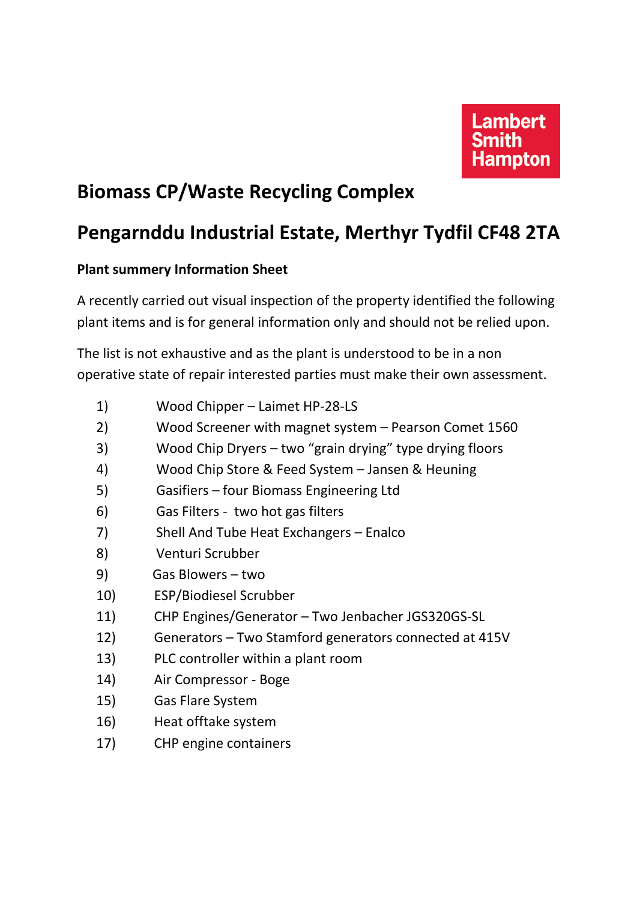Lambert Smith Hampton

# Biomass CP/Waste Recycling Complex

# Pengarnddu Industrial Estate, Merthyr Tydfil CF48 2TA

**Plant summery Information Sheet**

A recently carried out visual inspection of the property identified the following plant items and is for general information only and should not be relied upon.

The list is not exhaustive and as the plant is understood to be in a non operative state of repair interested parties must make their own assessment.

1) Wood Chipper – Laimet HP-28-LS
2) Wood Screener with magnet system – Pearson Comet 1560
3) Wood Chip Dryers – two "grain drying" type drying floors
4) Wood Chip Store & Feed System – Jansen & Heuning
5) Gasifiers – four Biomass Engineering Ltd
6) Gas Filters - two hot gas filters
7) Shell And Tube Heat Exchangers – Enalco
8) Venturi Scrubber
9) Gas Blowers – two
10) ESP/Biodiesel Scrubber
11) CHP Engines/Generator – Two Jenbacher JGS320GS-SL
12) Generators – Two Stamford generators connected at 415V
13) PLC controller within a plant room
14) Air Compressor - Boge
15) Gas Flare System
16) Heat offtake system
17) CHP engine containers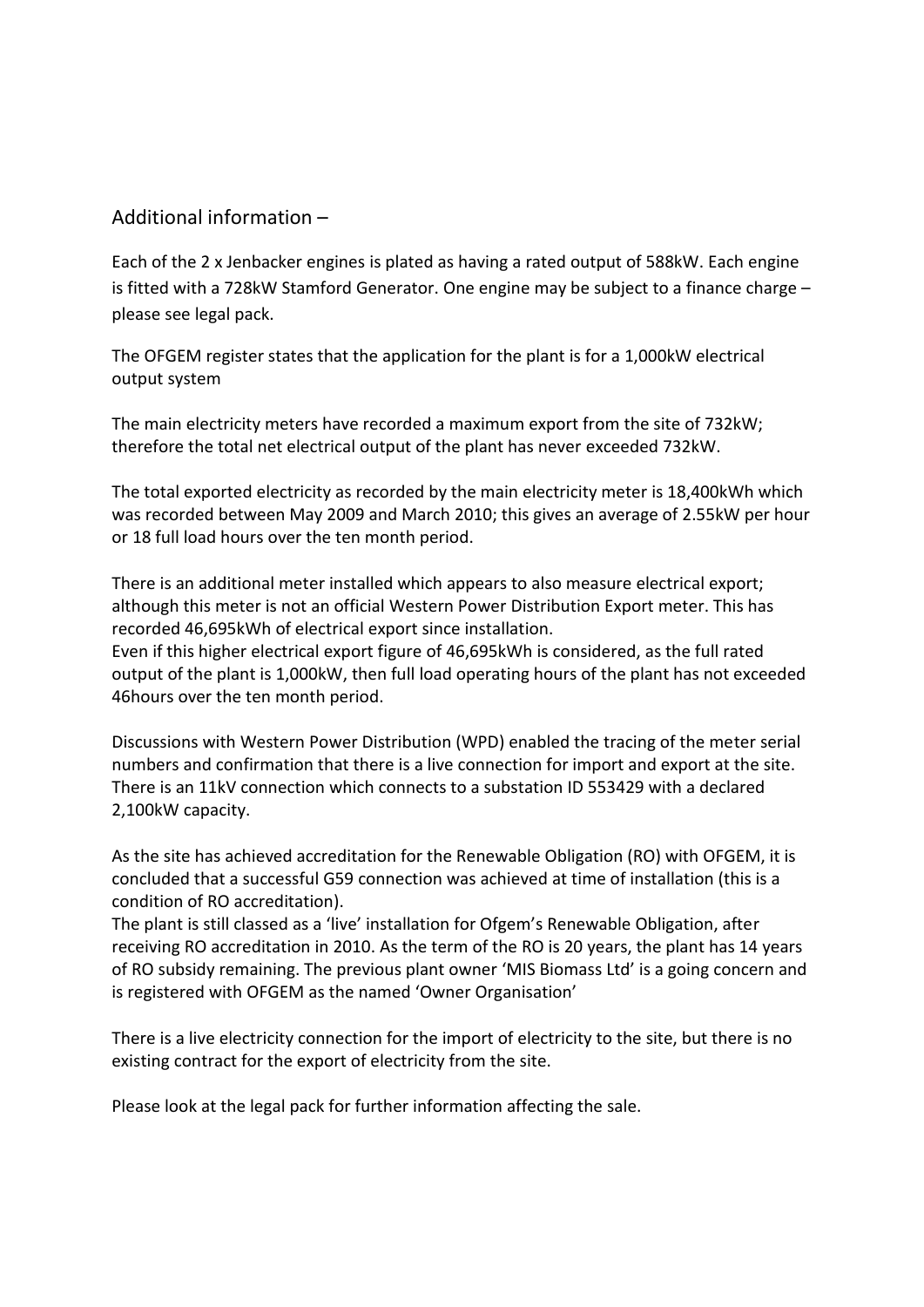## Additional information –

Each of the 2 x Jenbacker engines is plated as having a rated output of 588kW. Each engine is fitted with a 728kW Stamford Generator. One engine may be subject to a finance charge – please see legal pack.

The OFGEM register states that the application for the plant is for a 1,000kW electrical output system

The main electricity meters have recorded a maximum export from the site of 732kW; therefore the total net electrical output of the plant has never exceeded 732kW.

The total exported electricity as recorded by the main electricity meter is 18,400kWh which was recorded between May 2009 and March 2010; this gives an average of 2.55kW per hour or 18 full load hours over the ten month period.

There is an additional meter installed which appears to also measure electrical export; although this meter is not an official Western Power Distribution Export meter. This has recorded 46,695kWh of electrical export since installation.
Even if this higher electrical export figure of 46,695kWh is considered, as the full rated output of the plant is 1,000kW, then full load operating hours of the plant has not exceeded 46hours over the ten month period.

Discussions with Western Power Distribution (WPD) enabled the tracing of the meter serial numbers and confirmation that there is a live connection for import and export at the site. There is an 11kV connection which connects to a substation ID 553429 with a declared 2,100kW capacity.

As the site has achieved accreditation for the Renewable Obligation (RO) with OFGEM, it is concluded that a successful G59 connection was achieved at time of installation (this is a condition of RO accreditation).
The plant is still classed as a 'live' installation for Ofgem's Renewable Obligation, after receiving RO accreditation in 2010. As the term of the RO is 20 years, the plant has 14 years of RO subsidy remaining. The previous plant owner 'MIS Biomass Ltd' is a going concern and is registered with OFGEM as the named 'Owner Organisation'

There is a live electricity connection for the import of electricity to the site, but there is no existing contract for the export of electricity from the site.

Please look at the legal pack for further information affecting the sale.